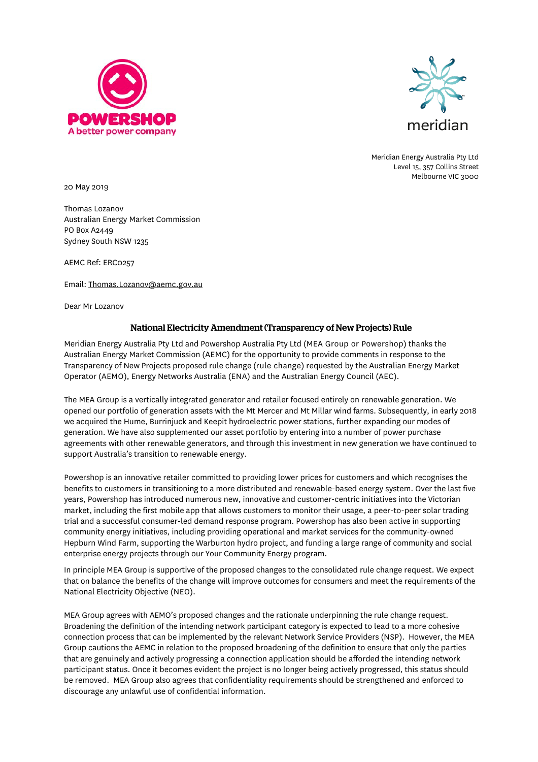POWERSHOP
A better power company

meridian

Meridian Energy Australia Pty Ltd
Level 15, 357 Collins Street
Melbourne VIC 3000

20 May 2019

Thomas Lozanov
Australian Energy Market Commission
PO Box A2449
Sydney South NSW 1235

AEMC Ref: ERC0257

Email: Thomas.Lozanov@aemc.gov.au

Dear Mr Lozanov

## National Electricity Amendment (Transparency of New Projects) Rule

Meridian Energy Australia Pty Ltd and Powershop Australia Pty Ltd (MEA Group or Powershop) thanks the Australian Energy Market Commission (AEMC) for the opportunity to provide comments in response to the Transparency of New Projects proposed rule change (rule change) requested by the Australian Energy Market Operator (AEMO), Energy Networks Australia (ENA) and the Australian Energy Council (AEC).

The MEA Group is a vertically integrated generator and retailer focused entirely on renewable generation. We opened our portfolio of generation assets with the Mt Mercer and Mt Millar wind farms. Subsequently, in early 2018 we acquired the Hume, Burrinjuck and Keepit hydroelectric power stations, further expanding our modes of generation. We have also supplemented our asset portfolio by entering into a number of power purchase agreements with other renewable generators, and through this investment in new generation we have continued to support Australia's transition to renewable energy.

Powershop is an innovative retailer committed to providing lower prices for customers and which recognises the benefits to customers in transitioning to a more distributed and renewable-based energy system. Over the last five years, Powershop has introduced numerous new, innovative and customer-centric initiatives into the Victorian market, including the first mobile app that allows customers to monitor their usage, a peer-to-peer solar trading trial and a successful consumer-led demand response program. Powershop has also been active in supporting community energy initiatives, including providing operational and market services for the community-owned Hepburn Wind Farm, supporting the Warburton hydro project, and funding a large range of community and social enterprise energy projects through our Your Community Energy program.

In principle MEA Group is supportive of the proposed changes to the consolidated rule change request. We expect that on balance the benefits of the change will improve outcomes for consumers and meet the requirements of the National Electricity Objective (NEO).

MEA Group agrees with AEMO's proposed changes and the rationale underpinning the rule change request. Broadening the definition of the intending network participant category is expected to lead to a more cohesive connection process that can be implemented by the relevant Network Service Providers (NSP). However, the MEA Group cautions the AEMC in relation to the proposed broadening of the definition to ensure that only the parties that are genuinely and actively progressing a connection application should be afforded the intending network participant status. Once it becomes evident the project is no longer being actively progressed, this status should be removed. MEA Group also agrees that confidentiality requirements should be strengthened and enforced to discourage any unlawful use of confidential information.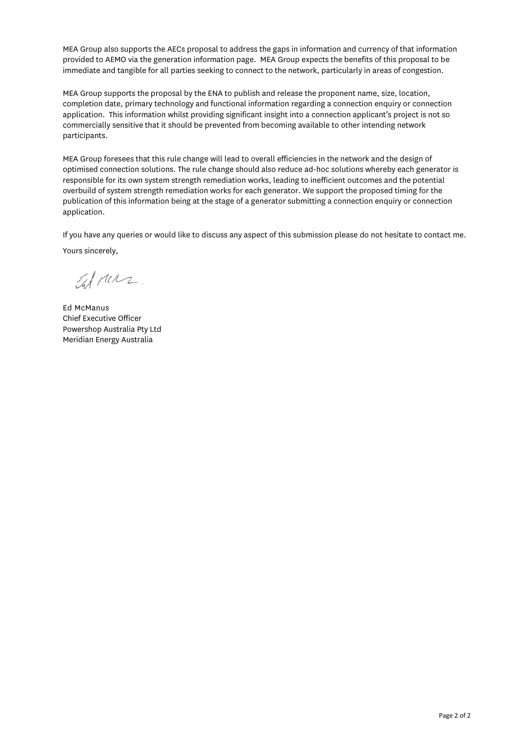MEA Group also supports the AECs proposal to address the gaps in information and currency of that information provided to AEMO via the generation information page. MEA Group expects the benefits of this proposal to be immediate and tangible for all parties seeking to connect to the network, particularly in areas of congestion.

MEA Group supports the proposal by the ENA to publish and release the proponent name, size, location, completion date, primary technology and functional information regarding a connection enquiry or connection application. This information whilst providing significant insight into a connection applicant's project is not so commercially sensitive that it should be prevented from becoming available to other intending network participants.

MEA Group foresees that this rule change will lead to overall efficiencies in the network and the design of optimised connection solutions. The rule change should also reduce ad-hoc solutions whereby each generator is responsible for its own system strength remediation works, leading to inefficient outcomes and the potential overbuild of system strength remediation works for each generator. We support the proposed timing for the publication of this information being at the stage of a generator submitting a connection enquiry or connection application.

If you have any queries or would like to discuss any aspect of this submission please do not hesitate to contact me.

Yours sincerely,

Ed McManus
Chief Executive Officer
Powershop Australia Pty Ltd
Meridian Energy Australia